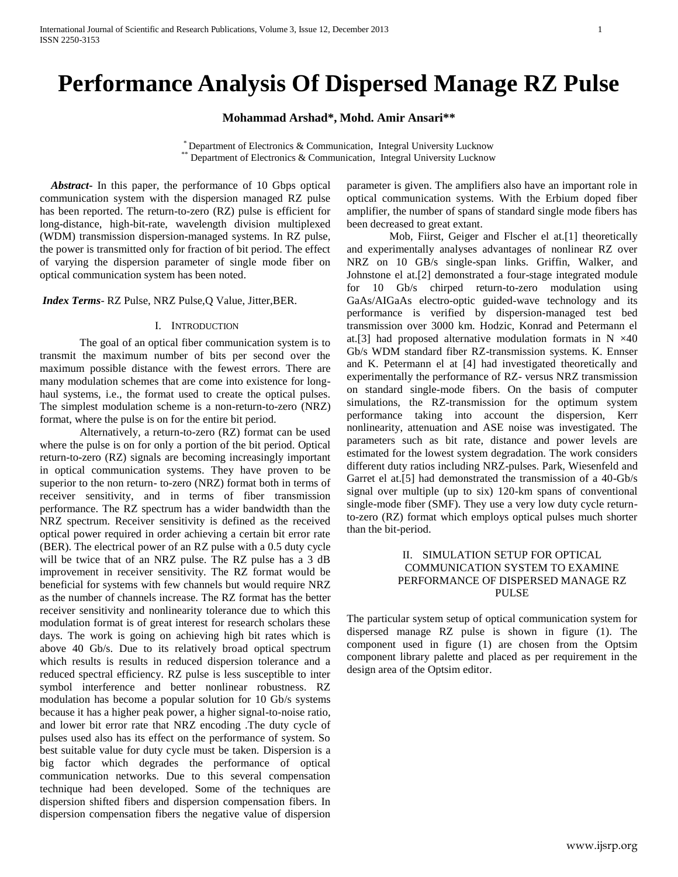# Performance Analysis Of Dispersed Manage RZ Pulse

**Mohammad Arshad\*, Mohd. Amir Ansari\*\***

\* Department of Electronics & Communication, Integral University Lucknow
\*\* Department of Electronics & Communication, Integral University Lucknow

***Abstract-*** In this paper, the performance of 10 Gbps optical communication system with the dispersion managed RZ pulse has been reported. The return-to-zero (RZ) pulse is efficient for long-distance, high-bit-rate, wavelength division multiplexed (WDM) transmission dispersion-managed systems. In RZ pulse, the power is transmitted only for fraction of bit period. The effect of varying the dispersion parameter of single mode fiber on optical communication system has been noted.

***Index Terms-*** RZ Pulse, NRZ Pulse,Q Value, Jitter,BER.

## I. Introduction

The goal of an optical fiber communication system is to transmit the maximum number of bits per second over the maximum possible distance with the fewest errors. There are many modulation schemes that are come into existence for long-haul systems, i.e., the format used to create the optical pulses. The simplest modulation scheme is a non-return-to-zero (NRZ) format, where the pulse is on for the entire bit period.

Alternatively, a return-to-zero (RZ) format can be used where the pulse is on for only a portion of the bit period. Optical return-to-zero (RZ) signals are becoming increasingly important in optical communication systems. They have proven to be superior to the non return- to-zero (NRZ) format both in terms of receiver sensitivity, and in terms of fiber transmission performance. The RZ spectrum has a wider bandwidth than the NRZ spectrum. Receiver sensitivity is defined as the received optical power required in order achieving a certain bit error rate (BER). The electrical power of an RZ pulse with a 0.5 duty cycle will be twice that of an NRZ pulse. The RZ pulse has a 3 dB improvement in receiver sensitivity. The RZ format would be beneficial for systems with few channels but would require NRZ as the number of channels increase. The RZ format has the better receiver sensitivity and nonlinearity tolerance due to which this modulation format is of great interest for research scholars these days. The work is going on achieving high bit rates which is above 40 Gb/s. Due to its relatively broad optical spectrum which results is results in reduced dispersion tolerance and a reduced spectral efficiency. RZ pulse is less susceptible to inter symbol interference and better nonlinear robustness. RZ modulation has become a popular solution for 10 Gb/s systems because it has a higher peak power, a higher signal-to-noise ratio, and lower bit error rate that NRZ encoding .The duty cycle of pulses used also has its effect on the performance of system. So best suitable value for duty cycle must be taken. Dispersion is a big factor which degrades the performance of optical communication networks. Due to this several compensation technique had been developed. Some of the techniques are dispersion shifted fibers and dispersion compensation fibers. In dispersion compensation fibers the negative value of dispersion parameter is given. The amplifiers also have an important role in optical communication systems. With the Erbium doped fiber amplifier, the number of spans of standard single mode fibers has been decreased to great extant.

Mob, Fiirst, Geiger and Flscher el at.[1] theoretically and experimentally analyses advantages of nonlinear RZ over NRZ on 10 GB/s single-span links. Griffin, Walker, and Johnstone el at.[2] demonstrated a four-stage integrated module for 10 Gb/s chirped return-to-zero modulation using GaAs/AIGaAs electro-optic guided-wave technology and its performance is verified by dispersion-managed test bed transmission over 3000 km. Hodzic, Konrad and Petermann el at.[3] had proposed alternative modulation formats in N ×40 Gb/s WDM standard fiber RZ-transmission systems. K. Ennser and K. Petermann el at [4] had investigated theoretically and experimentally the performance of RZ- versus NRZ transmission on standard single-mode fibers. On the basis of computer simulations, the RZ-transmission for the optimum system performance taking into account the dispersion, Kerr nonlinearity, attenuation and ASE noise was investigated. The parameters such as bit rate, distance and power levels are estimated for the lowest system degradation. The work considers different duty ratios including NRZ-pulses. Park, Wiesenfeld and Garret el at.[5] had demonstrated the transmission of a 40-Gb/s signal over multiple (up to six) 120-km spans of conventional single-mode fiber (SMF). They use a very low duty cycle return-to-zero (RZ) format which employs optical pulses much shorter than the bit-period.

## II. Simulation Setup for Optical Communication System to Examine Performance of Dispersed Manage RZ Pulse

The particular system setup of optical communication system for dispersed manage RZ pulse is shown in figure (1). The component used in figure (1) are chosen from the Optsim component library palette and placed as per requirement in the design area of the Optsim editor.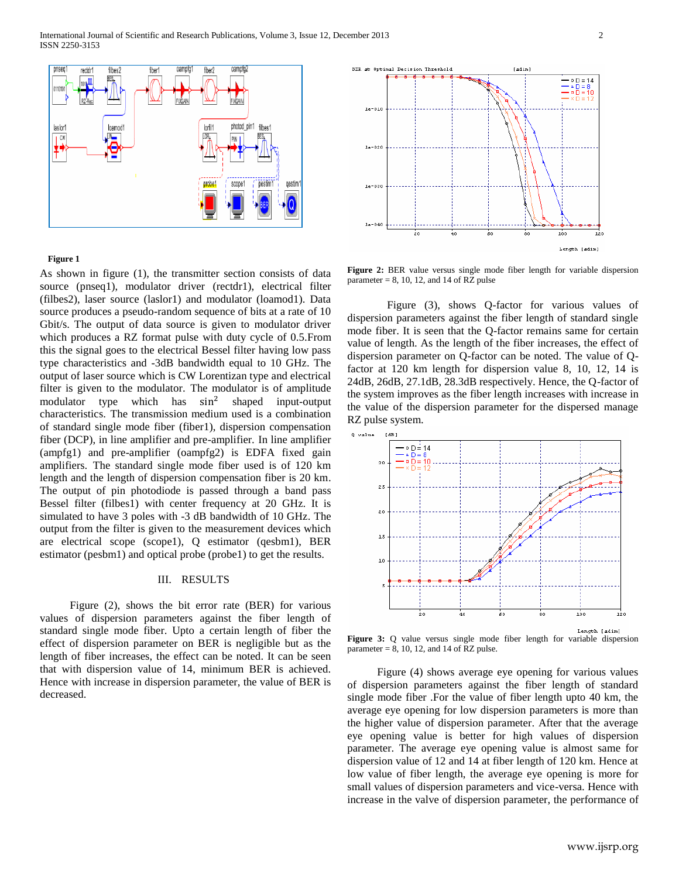**Figure 1**

As shown in figure (1), the transmitter section consists of data source (pnseq1), modulator driver (rectdr1), electrical filter (filbes2), laser source (laslor1) and modulator (loamod1). Data source produces a pseudo-random sequence of bits at a rate of 10 Gbit/s. The output of data source is given to modulator driver which produces a RZ format pulse with duty cycle of 0.5.From this the signal goes to the electrical Bessel filter having low pass type characteristics and -3dB bandwidth equal to 10 GHz. The output of laser source which is CW Lorentizan type and electrical filter is given to the modulator. The modulator is of amplitude modulator type which has $\sin^2$ shaped input-output characteristics. The transmission medium used is a combination of standard single mode fiber (fiber1), dispersion compensation fiber (DCP), in line amplifier and pre-amplifier. In line amplifier (ampfg1) and pre-amplifier (oampfg2) is EDFA fixed gain amplifiers. The standard single mode fiber used is of 120 km length and the length of dispersion compensation fiber is 20 km. The output of pin photodiode is passed through a band pass Bessel filter (filbes1) with center frequency at 20 GHz. It is simulated to have 3 poles with -3 dB bandwidth of 10 GHz. The output from the filter is given to the measurement devices which are electrical scope (scope1), Q estimator (qesbm1), BER estimator (pesbm1) and optical probe (probe1) to get the results.

## III. RESULTS

Figure (2), shows the bit error rate (BER) for various values of dispersion parameters against the fiber length of standard single mode fiber. Upto a certain length of fiber the effect of dispersion parameter on BER is negligible but as the length of fiber increases, the effect can be noted. It can be seen that with dispersion value of 14, minimum BER is achieved. Hence with increase in dispersion parameter, the value of BER is decreased.

**Figure 2:** BER value versus single mode fiber length for variable dispersion parameter = 8, 10, 12, and 14 of RZ pulse

Figure (3), shows Q-factor for various values of dispersion parameters against the fiber length of standard single mode fiber. It is seen that the Q-factor remains same for certain value of length. As the length of the fiber increases, the effect of dispersion parameter on Q-factor can be noted. The value of Q-factor at 120 km length for dispersion value 8, 10, 12, 14 is 24dB, 26dB, 27.1dB, 28.3dB respectively. Hence, the Q-factor of the system improves as the fiber length increases with increase in the value of the dispersion parameter for the dispersed manage RZ pulse system.

**Figure 3:** Q value versus single mode fiber length for variable dispersion parameter = 8, 10, 12, and 14 of RZ pulse.

Figure (4) shows average eye opening for various values of dispersion parameters against the fiber length of standard single mode fiber .For the value of fiber length upto 40 km, the average eye opening for low dispersion parameters is more than the higher value of dispersion parameter. After that the average eye opening value is better for high values of dispersion parameter. The average eye opening value is almost same for dispersion value of 12 and 14 at fiber length of 120 km. Hence at low value of fiber length, the average eye opening is more for small values of dispersion parameters and vice-versa. Hence with increase in the valve of dispersion parameter, the performance of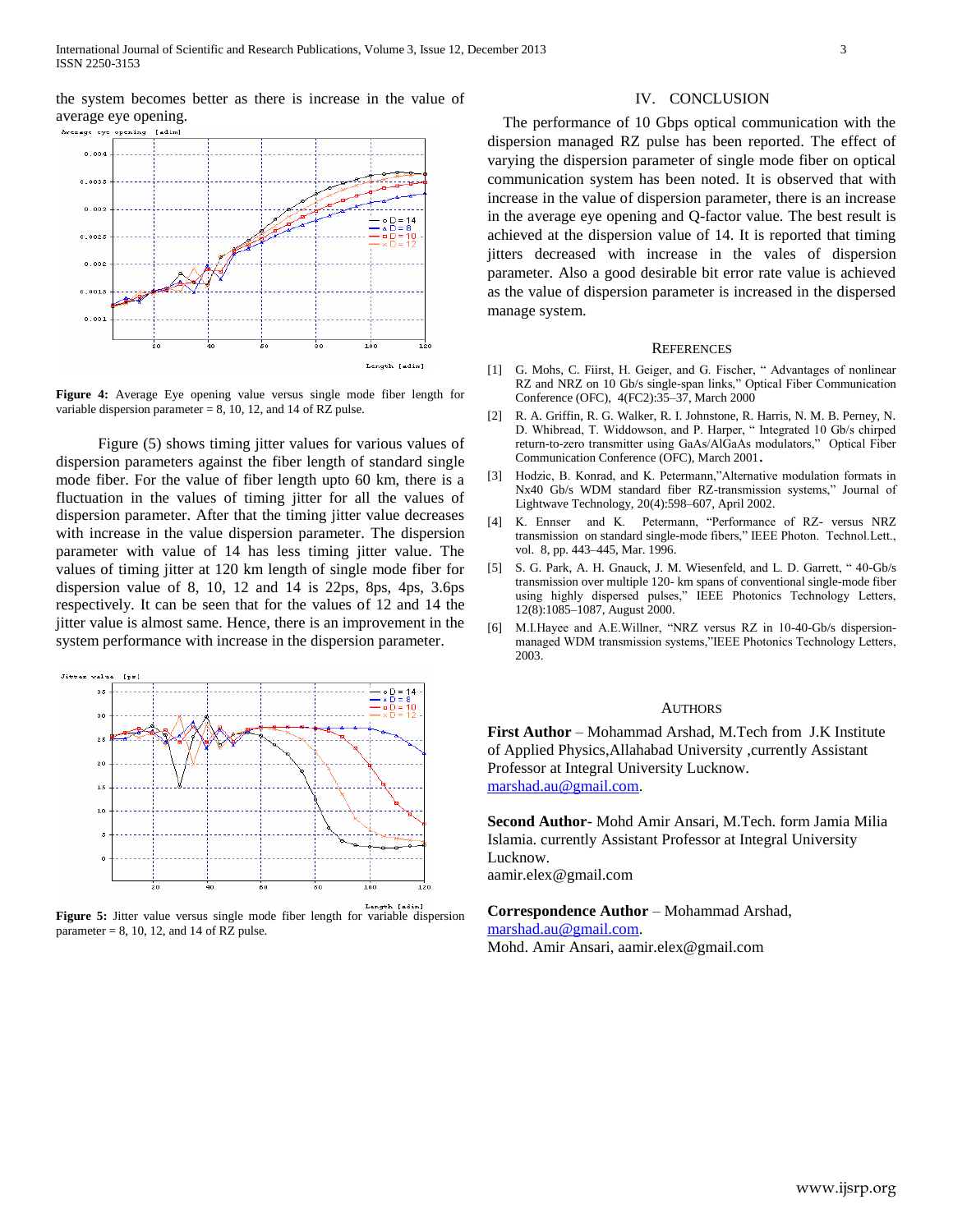the system becomes better as there is increase in the value of average eye opening.

Average eye opening [adim]

0.004
0.0035
0.003
0.0025
0.002
0.0015
0.001

20 40 60 80 100 120

Length [adim]

D = 14
D = 8
D = 10
D = 12

**Figure 4:** Average Eye opening value versus single mode fiber length for variable dispersion parameter = 8, 10, 12, and 14 of RZ pulse.

Figure (5) shows timing jitter values for various values of dispersion parameters against the fiber length of standard single mode fiber. For the value of fiber length upto 60 km, there is a fluctuation in the values of timing jitter for all the values of dispersion parameter. After that the timing jitter value decreases with increase in the value dispersion parameter. The dispersion parameter with value of 14 has less timing jitter value. The values of timing jitter at 120 km length of single mode fiber for dispersion value of 8, 10, 12 and 14 is 22ps, 8ps, 4ps, 3.6ps respectively. It can be seen that for the values of 12 and 14 the jitter value is almost same. Hence, there is an improvement in the system performance with increase in the dispersion parameter.

Jitter value [ps]

35
30
25
20
15
10
5
0

20 40 60 80 100 120

Length [adim]

D = 14
D = 8
D = 10
D = 12

**Figure 5:** Jitter value versus single mode fiber length for variable dispersion parameter = 8, 10, 12, and 14 of RZ pulse.

## IV. CONCLUSION

The performance of 10 Gbps optical communication with the dispersion managed RZ pulse has been reported. The effect of varying the dispersion parameter of single mode fiber on optical communication system has been noted. It is observed that with increase in the value of dispersion parameter, there is an increase in the average eye opening and Q-factor value. The best result is achieved at the dispersion value of 14. It is reported that timing jitters decreased with increase in the vales of dispersion parameter. Also a good desirable bit error rate value is achieved as the value of dispersion parameter is increased in the dispersed manage system.

## REFERENCES

[1] G. Mohs, C. Fiirst, H. Geiger, and G. Fischer, " Advantages of nonlinear RZ and NRZ on 10 Gb/s single-span links," Optical Fiber Communication Conference (OFC), 4(FC2):35–37, March 2000

[2] R. A. Griffin, R. G. Walker, R. I. Johnstone, R. Harris, N. M. B. Perney, N. D. Whibread, T. Widdowson, and P. Harper, " Integrated 10 Gb/s chirped return-to-zero transmitter using GaAs/AlGaAs modulators," Optical Fiber Communication Conference (OFC), March 2001.

[3] Hodzic, B. Konrad, and K. Petermann,"Alternative modulation formats in Nx40 Gb/s WDM standard fiber RZ-transmission systems," Journal of Lightwave Technology, 20(4):598–607, April 2002.

[4] K. Ennser and K. Petermann, "Performance of RZ- versus NRZ transmission on standard single-mode fibers," IEEE Photon. Technol.Lett., vol. 8, pp. 443–445, Mar. 1996.

[5] S. G. Park, A. H. Gnauck, J. M. Wiesenfeld, and L. D. Garrett, " 40-Gb/s transmission over multiple 120- km spans of conventional single-mode fiber using highly dispersed pulses," IEEE Photonics Technology Letters, 12(8):1085–1087, August 2000.

[6] M.I.Hayee and A.E.Willner, "NRZ versus RZ in 10-40-Gb/s dispersion-managed WDM transmission systems,"IEEE Photonics Technology Letters, 2003.

## AUTHORS

**First Author** – Mohammad Arshad, M.Tech from J.K Institute of Applied Physics,Allahabad University ,currently Assistant Professor at Integral University Lucknow. marshad.au@gmail.com.

**Second Author**- Mohd Amir Ansari, M.Tech. form Jamia Milia Islamia. currently Assistant Professor at Integral University Lucknow.
aamir.elex@gmail.com

**Correspondence Author** – Mohammad Arshad, marshad.au@gmail.com.
Mohd. Amir Ansari, aamir.elex@gmail.com